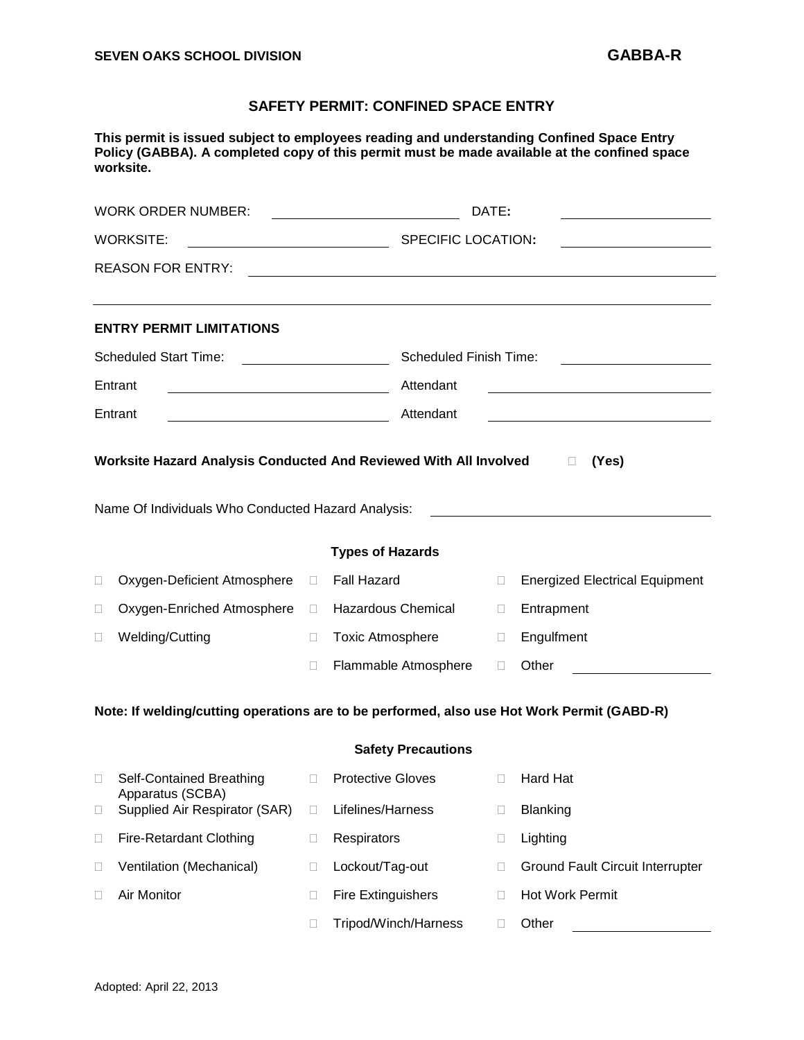**SEVEN OAKS SCHOOL DIVISION** **GABBA-R**

## SAFETY PERMIT: CONFINED SPACE ENTRY

**This permit is issued subject to employees reading and understanding Confined Space Entry Policy (GABBA). A completed copy of this permit must be made available at the confined space worksite.**

WORK ORDER NUMBER: ____________________ DATE: ____________________

WORKSITE: ____________________ SPECIFIC LOCATION: ____________________

REASON FOR ENTRY: ________________________________________

________________________________________

### ENTRY PERMIT LIMITATIONS

Scheduled Start Time: ____________________ Scheduled Finish Time: ____________________

Entrant ____________________ Attendant ____________________

Entrant ____________________ Attendant ____________________

**Worksite Hazard Analysis Conducted And Reviewed With All Involved** ☐ **(Yes)**

Name Of Individuals Who Conducted Hazard Analysis: ____________________

### Types of Hazards

| | | |
|---|---|---|
| ☐ Oxygen-Deficient Atmosphere | ☐ Fall Hazard | ☐ Energized Electrical Equipment |
| ☐ Oxygen-Enriched Atmosphere | ☐ Hazardous Chemical | ☐ Entrapment |
| ☐ Welding/Cutting | ☐ Toxic Atmosphere | ☐ Engulfment |
| | ☐ Flammable Atmosphere | ☐ Other ____________ |

**Note: If welding/cutting operations are to be performed, also use Hot Work Permit (GABD-R)**

### Safety Precautions

| | | |
|---|---|---|
| ☐ Self-Contained Breathing Apparatus (SCBA) | ☐ Protective Gloves | ☐ Hard Hat |
| ☐ Supplied Air Respirator (SAR) | ☐ Lifelines/Harness | ☐ Blanking |
| ☐ Fire-Retardant Clothing | ☐ Respirators | ☐ Lighting |
| ☐ Ventilation (Mechanical) | ☐ Lockout/Tag-out | ☐ Ground Fault Circuit Interrupter |
| ☐ Air Monitor | ☐ Fire Extinguishers | ☐ Hot Work Permit |
| | ☐ Tripod/Winch/Harness | ☐ Other ____________ |

Adopted: April 22, 2013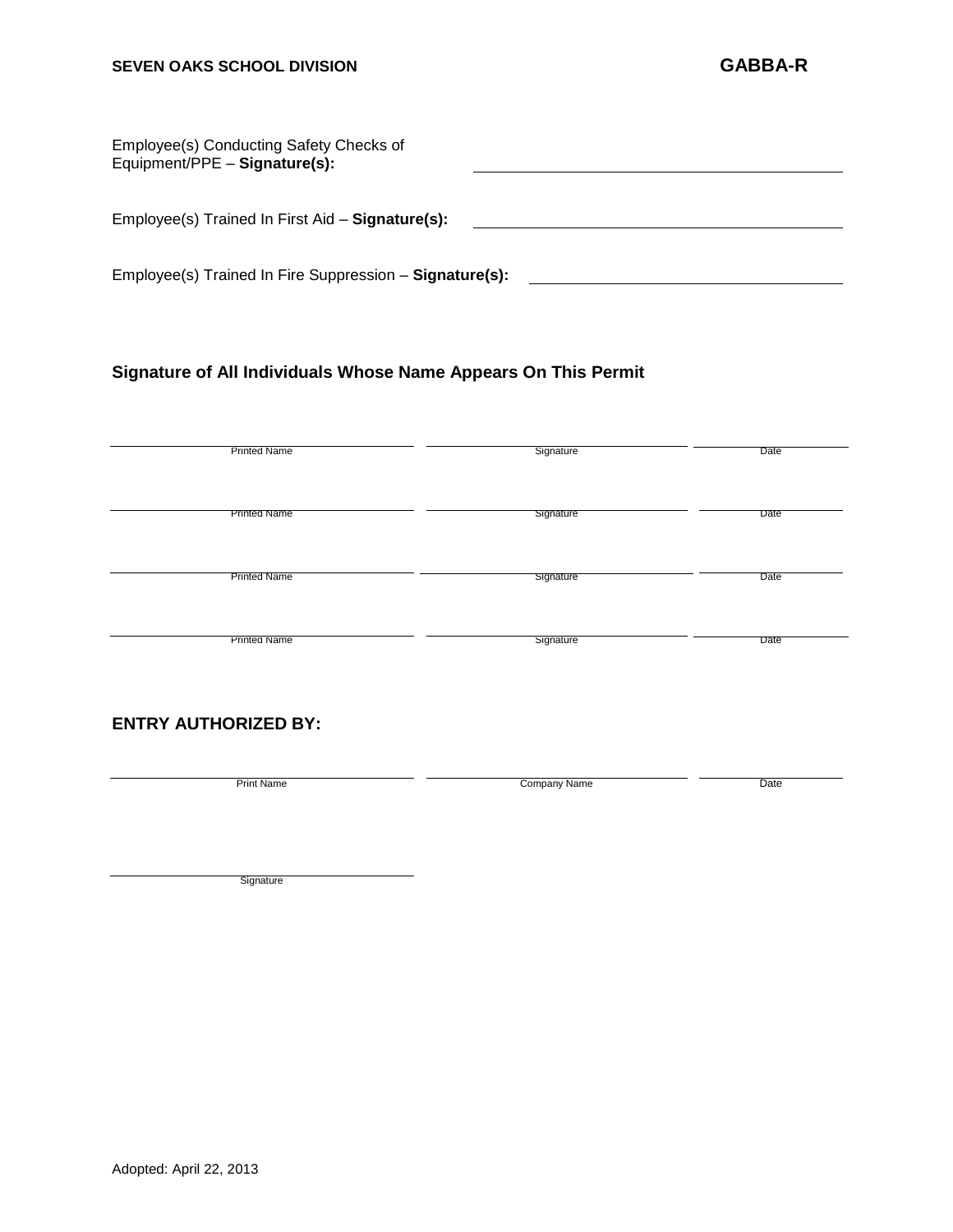Employee(s) Conducting Safety Checks of Equipment/PPE – **Signature(s):** ______________________________

Employee(s) Trained In First Aid – **Signature(s):** ______________________________

Employee(s) Trained In Fire Suppression – **Signature(s):** ______________________________

## Signature of All Individuals Whose Name Appears On This Permit

| Printed Name | Signature | Date |
|---|---|---|
| | | |
| | | |
| | | |
| | | |

## ENTRY AUTHORIZED BY:

| Print Name | Company Name | Date |
|---|---|---|
| | | |

______________________________
Signature

Adopted: April 22, 2013